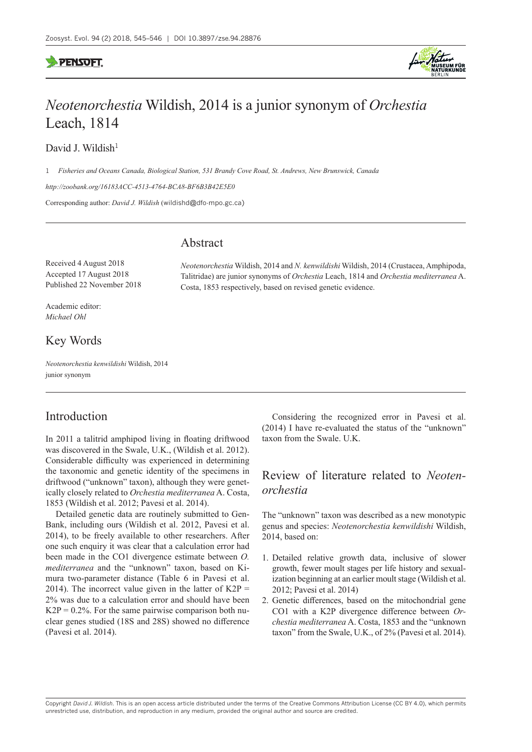# *Neotenorchestia* Wildish, 2014 is a junior synonym of *Orchestia* Leach, 1814

David J. Wildish[1]

1 *Fisheries and Oceans Canada, Biological Station, 531 Brandy Cove Road, St. Andrews, New Brunswick, Canada*

*http://zoobank.org/16183ACC-4513-4764-BCA8-BF6B3B42E5E0*

Corresponding author: *David J. Wildish* (wildishd@dfo-mpo.gc.ca)

Received 4 August 2018
Accepted 17 August 2018
Published 22 November 2018

Academic editor:
*Michael Ohl*

## Key Words

*Neotenorchestia kenwildishi* Wildish, 2014
junior synonym

## Abstract

*Neotenorchestia* Wildish, 2014 and *N. kenwildishi* Wildish, 2014 (Crustacea, Amphipoda, Talitridae) are junior synonyms of *Orchestia* Leach, 1814 and *Orchestia mediterranea* A. Costa, 1853 respectively, based on revised genetic evidence.

## Introduction

In 2011 a talitrid amphipod living in floating driftwood was discovered in the Swale, U.K., (Wildish et al. 2012). Considerable difficulty was experienced in determining the taxonomic and genetic identity of the specimens in driftwood ("unknown" taxon), although they were genetically closely related to *Orchestia mediterranea* A. Costa, 1853 (Wildish et al. 2012; Pavesi et al. 2014).

Detailed genetic data are routinely submitted to GenBank, including ours (Wildish et al. 2012, Pavesi et al. 2014), to be freely available to other researchers. After one such enquiry it was clear that a calculation error had been made in the CO1 divergence estimate between *O. mediterranea* and the "unknown" taxon, based on Kimura two-parameter distance (Table 6 in Pavesi et al. 2014). The incorrect value given in the latter of K2P = 2% was due to a calculation error and should have been K2P = 0.2%. For the same pairwise comparison both nuclear genes studied (18S and 28S) showed no difference (Pavesi et al. 2014).

Considering the recognized error in Pavesi et al. (2014) I have re-evaluated the status of the "unknown" taxon from the Swale. U.K.

## Review of literature related to *Neotenorchestia*

The "unknown" taxon was described as a new monotypic genus and species: *Neotenorchestia kenwildishi* Wildish, 2014, based on:

1. Detailed relative growth data, inclusive of slower growth, fewer moult stages per life history and sexualization beginning at an earlier moult stage (Wildish et al. 2012; Pavesi et al. 2014)
2. Genetic differences, based on the mitochondrial gene CO1 with a K2P divergence difference between *Orchestia mediterranea* A. Costa, 1853 and the "unknown taxon" from the Swale, U.K., of 2% (Pavesi et al. 2014).

Copyright *David J. Wildish*. This is an open access article distributed under the terms of the Creative Commons Attribution License (CC BY 4.0), which permits unrestricted use, distribution, and reproduction in any medium, provided the original author and source are credited.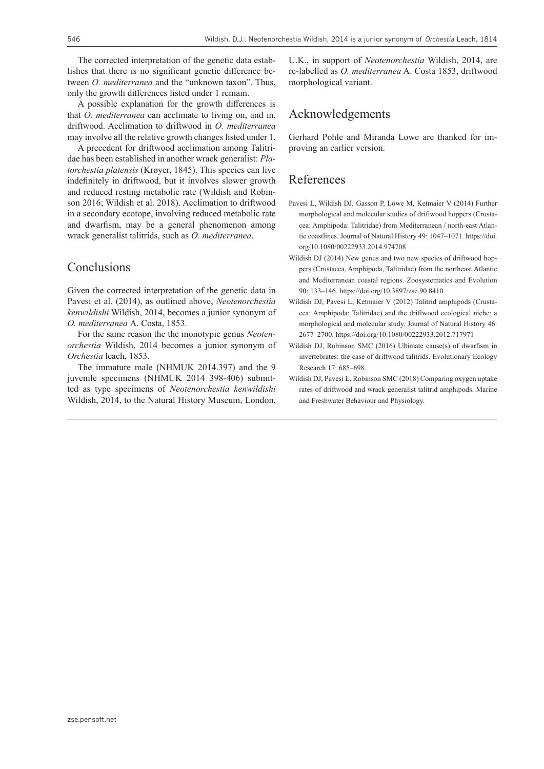The corrected interpretation of the genetic data establishes that there is no significant genetic difference between *O. mediterranea* and the "unknown taxon". Thus, only the growth differences listed under 1 remain.

A possible explanation for the growth differences is that *O. mediterranea* can acclimate to living on, and in, driftwood. Acclimation to driftwood in *O. mediterranea* may involve all the relative growth changes listed under 1.

A precedent for driftwood acclimation among Talitridae has been established in another wrack generalist: *Platorchestia platensis* (Krøyer, 1845). This species can live indefinitely in driftwood, but it involves slower growth and reduced resting metabolic rate (Wildish and Robinson 2016; Wildish et al. 2018). Acclimation to driftwood in a secondary ecotope, involving reduced metabolic rate and dwarfism, may be a general phenomenon among wrack generalist talitrids, such as *O. mediterranea*.

## Conclusions

Given the corrected interpretation of the genetic data in Pavesi et al. (2014), as outlined above, *Neotenorchestia kenwildishi* Wildish, 2014, becomes a junior synonym of *O. mediterranea* A. Costa, 1853.

For the same reason the the monotypic genus *Neotenorchestia* Wildish, 2014 becomes a junior synonym of *Orchestia* leach, 1853.

The immature male (NHMUK 2014.397) and the 9 juvenile specimens (NHMUK 2014 398-406) submitted as type specimens of *Neotenorchestia kenwildishi* Wildish, 2014, to the Natural History Museum, London, U.K., in support of *Neotenorchestia* Wildish, 2014, are re-labelled as *O. mediterranea* A. Costa 1853, driftwood morphological variant.

## Acknowledgements

Gerhard Pohle and Miranda Lowe are thanked for improving an earlier version.

## References

Pavesi L, Wildish DJ, Gasson P, Lowe M, Ketmaier V (2014) Further morphological and molecular studies of driftwood hoppers (Crustacea: Amphipoda: Talitridae) from Mediterranean / north-east Atlantic coastlines. Journal of Natural History 49: 1047–1071. https://doi.org/10.1080/00222933.2014.974708

Wildish DJ (2014) New genus and two new species of driftwood hoppers (Crustacea, Amphipoda, Talitridae) from the northeast Atlantic and Mediterranean coastal regions. Zoosystematics and Evolution 90: 133–146. https://doi.org/10.3897/zse.90.8410

Wildish DJ, Pavesi L, Ketmaier V (2012) Talitrid amphipods (Crustacea: Amphipoda: Talitridae) and the driftwood ecological niche: a morphological and molecular study. Journal of Natural History 46: 2677–2700. https://doi.org/10.1080/00222933.2012.717971

Wildish DJ, Robinson SMC (2016) Ultimate cause(s) of dwarfism in invertebrates: the case of driftwood talitrids. Evolutionary Ecology Research 17: 685–698.

Wildish DJ, Pavesi L, Robinson SMC (2018) Comparing oxygen uptake rates of driftwood and wrack generalist talitrid amphipods. Marine and Freshwater Behaviour and Physiology.